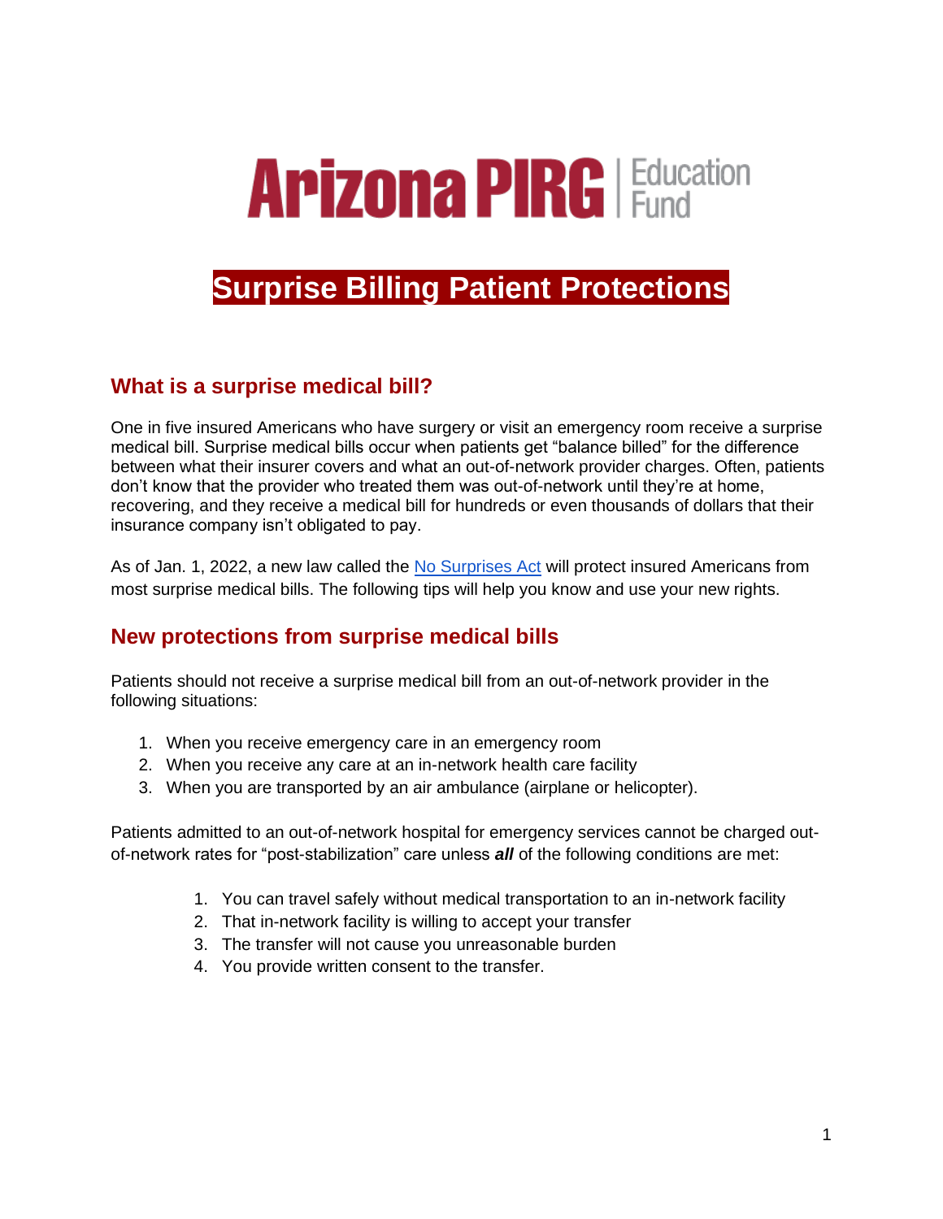Arizona PIRG | Education Fund

# Surprise Billing Patient Protections

## What is a surprise medical bill?

One in five insured Americans who have surgery or visit an emergency room receive a surprise medical bill. Surprise medical bills occur when patients get "balance billed" for the difference between what their insurer covers and what an out-of-network provider charges. Often, patients don't know that the provider who treated them was out-of-network until they're at home, recovering, and they receive a medical bill for hundreds or even thousands of dollars that their insurance company isn't obligated to pay.

As of Jan. 1, 2022, a new law called the No Surprises Act will protect insured Americans from most surprise medical bills. The following tips will help you know and use your new rights.

## New protections from surprise medical bills

Patients should not receive a surprise medical bill from an out-of-network provider in the following situations:

1. When you receive emergency care in an emergency room
2. When you receive any care at an in-network health care facility
3. When you are transported by an air ambulance (airplane or helicopter).

Patients admitted to an out-of-network hospital for emergency services cannot be charged out-of-network rates for "post-stabilization" care unless ***all*** of the following conditions are met:

1. You can travel safely without medical transportation to an in-network facility
2. That in-network facility is willing to accept your transfer
3. The transfer will not cause you unreasonable burden
4. You provide written consent to the transfer.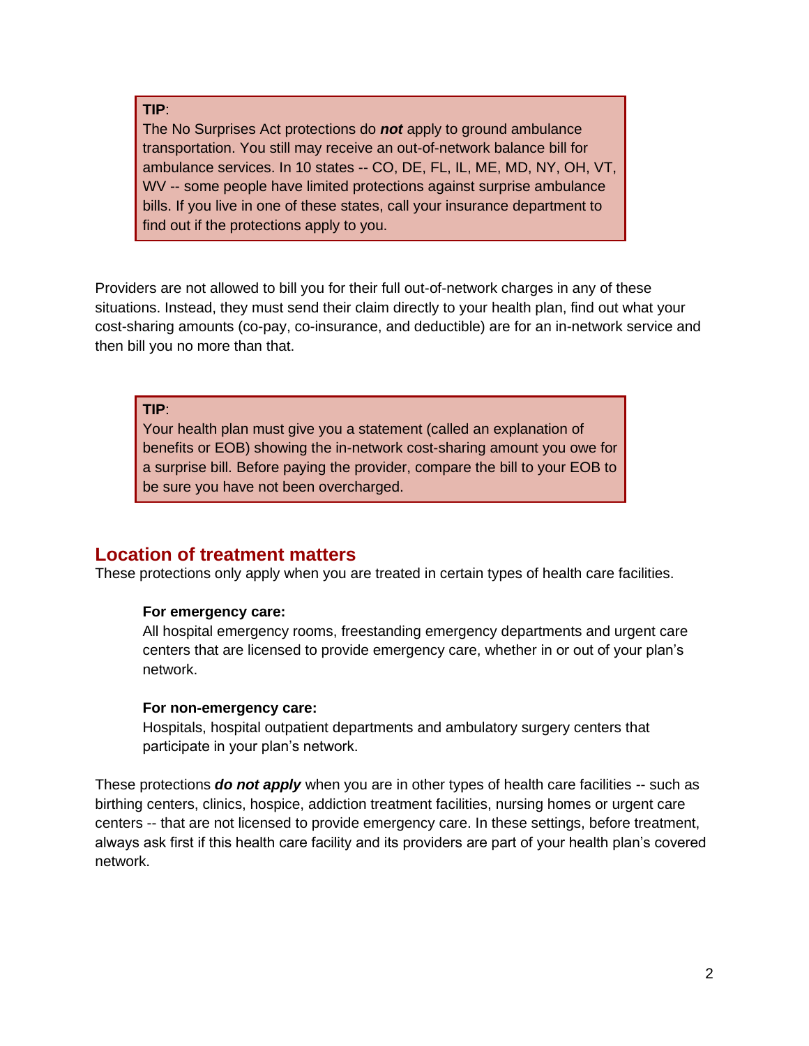> **TIP**:
> The No Surprises Act protections do ***not*** apply to ground ambulance transportation. You still may receive an out-of-network balance bill for ambulance services. In 10 states -- CO, DE, FL, IL, ME, MD, NY, OH, VT, WV -- some people have limited protections against surprise ambulance bills. If you live in one of these states, call your insurance department to find out if the protections apply to you.

Providers are not allowed to bill you for their full out-of-network charges in any of these situations. Instead, they must send their claim directly to your health plan, find out what your cost-sharing amounts (co-pay, co-insurance, and deductible) are for an in-network service and then bill you no more than that.

> **TIP**:
> Your health plan must give you a statement (called an explanation of benefits or EOB) showing the in-network cost-sharing amount you owe for a surprise bill. Before paying the provider, compare the bill to your EOB to be sure you have not been overcharged.

## Location of treatment matters

These protections only apply when you are treated in certain types of health care facilities.

**For emergency care:**
All hospital emergency rooms, freestanding emergency departments and urgent care centers that are licensed to provide emergency care, whether in or out of your plan's network.

**For non-emergency care:**
Hospitals, hospital outpatient departments and ambulatory surgery centers that participate in your plan's network.

These protections ***do not apply*** when you are in other types of health care facilities -- such as birthing centers, clinics, hospice, addiction treatment facilities, nursing homes or urgent care centers -- that are not licensed to provide emergency care. In these settings, before treatment, always ask first if this health care facility and its providers are part of your health plan's covered network.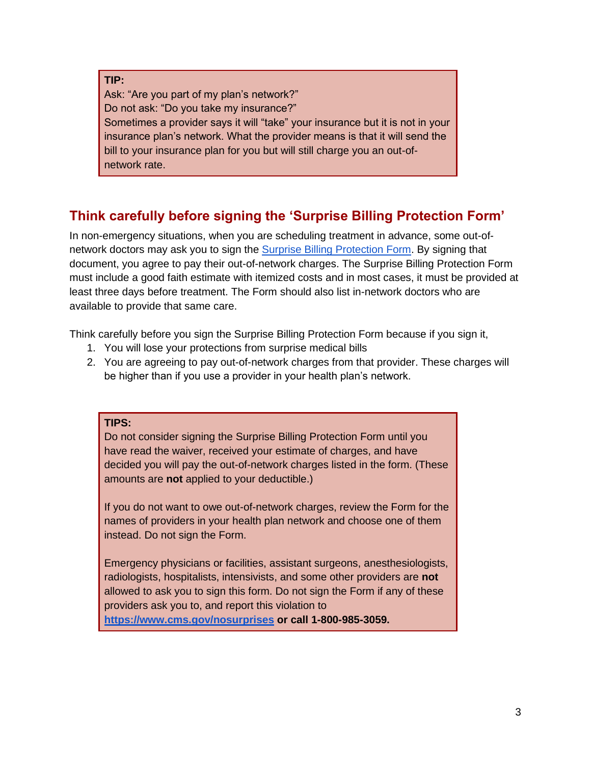**TIP:**

Ask: "Are you part of my plan's network?"

Do not ask: "Do you take my insurance?"

Sometimes a provider says it will "take" your insurance but it is not in your insurance plan's network. What the provider means is that it will send the bill to your insurance plan for you but will still charge you an out-of-network rate.

## Think carefully before signing the 'Surprise Billing Protection Form'

In non-emergency situations, when you are scheduling treatment in advance, some out-of-network doctors may ask you to sign the Surprise Billing Protection Form. By signing that document, you agree to pay their out-of-network charges. The Surprise Billing Protection Form must include a good faith estimate with itemized costs and in most cases, it must be provided at least three days before treatment. The Form should also list in-network doctors who are available to provide that same care.

Think carefully before you sign the Surprise Billing Protection Form because if you sign it,

1. You will lose your protections from surprise medical bills
2. You are agreeing to pay out-of-network charges from that provider. These charges will be higher than if you use a provider in your health plan's network.

**TIPS:**

Do not consider signing the Surprise Billing Protection Form until you have read the waiver, received your estimate of charges, and have decided you will pay the out-of-network charges listed in the form. (These amounts are **not** applied to your deductible.)

If you do not want to owe out-of-network charges, review the Form for the names of providers in your health plan network and choose one of them instead. Do not sign the Form.

Emergency physicians or facilities, assistant surgeons, anesthesiologists, radiologists, hospitalists, intensivists, and some other providers are **not** allowed to ask you to sign this form. Do not sign the Form if any of these providers ask you to, and report this violation to **https://www.cms.gov/nosurprises or call 1-800-985-3059.**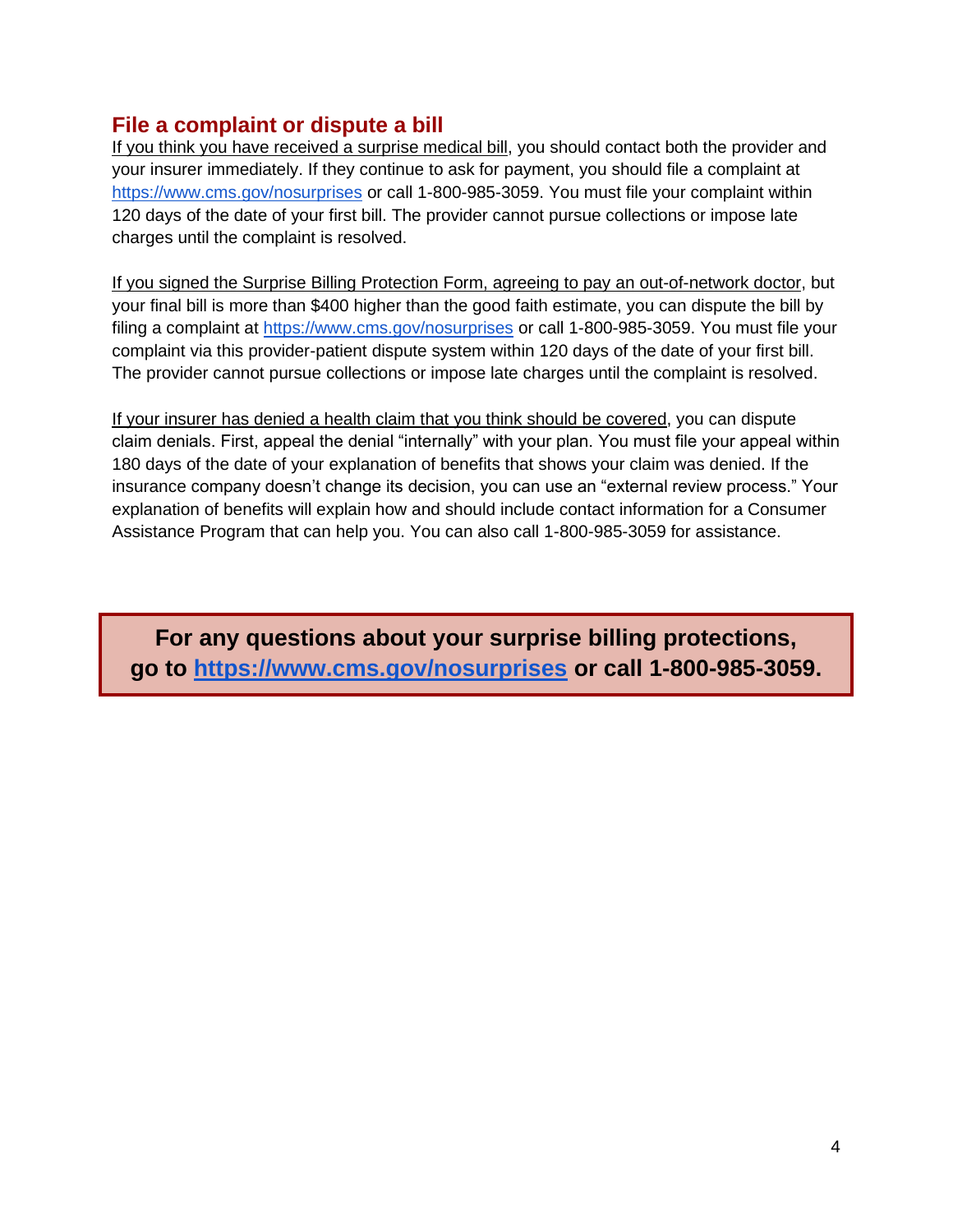## File a complaint or dispute a bill

If you think you have received a surprise medical bill, you should contact both the provider and your insurer immediately. If they continue to ask for payment, you should file a complaint at https://www.cms.gov/nosurprises or call 1-800-985-3059. You must file your complaint within 120 days of the date of your first bill. The provider cannot pursue collections or impose late charges until the complaint is resolved.

If you signed the Surprise Billing Protection Form, agreeing to pay an out-of-network doctor, but your final bill is more than $400 higher than the good faith estimate, you can dispute the bill by filing a complaint at https://www.cms.gov/nosurprises or call 1-800-985-3059. You must file your complaint via this provider-patient dispute system within 120 days of the date of your first bill. The provider cannot pursue collections or impose late charges until the complaint is resolved.

If your insurer has denied a health claim that you think should be covered, you can dispute claim denials. First, appeal the denial "internally" with your plan. You must file your appeal within 180 days of the date of your explanation of benefits that shows your claim was denied. If the insurance company doesn't change its decision, you can use an "external review process." Your explanation of benefits will explain how and should include contact information for a Consumer Assistance Program that can help you. You can also call 1-800-985-3059 for assistance.

**For any questions about your surprise billing protections, go to https://www.cms.gov/nosurprises or call 1-800-985-3059.**